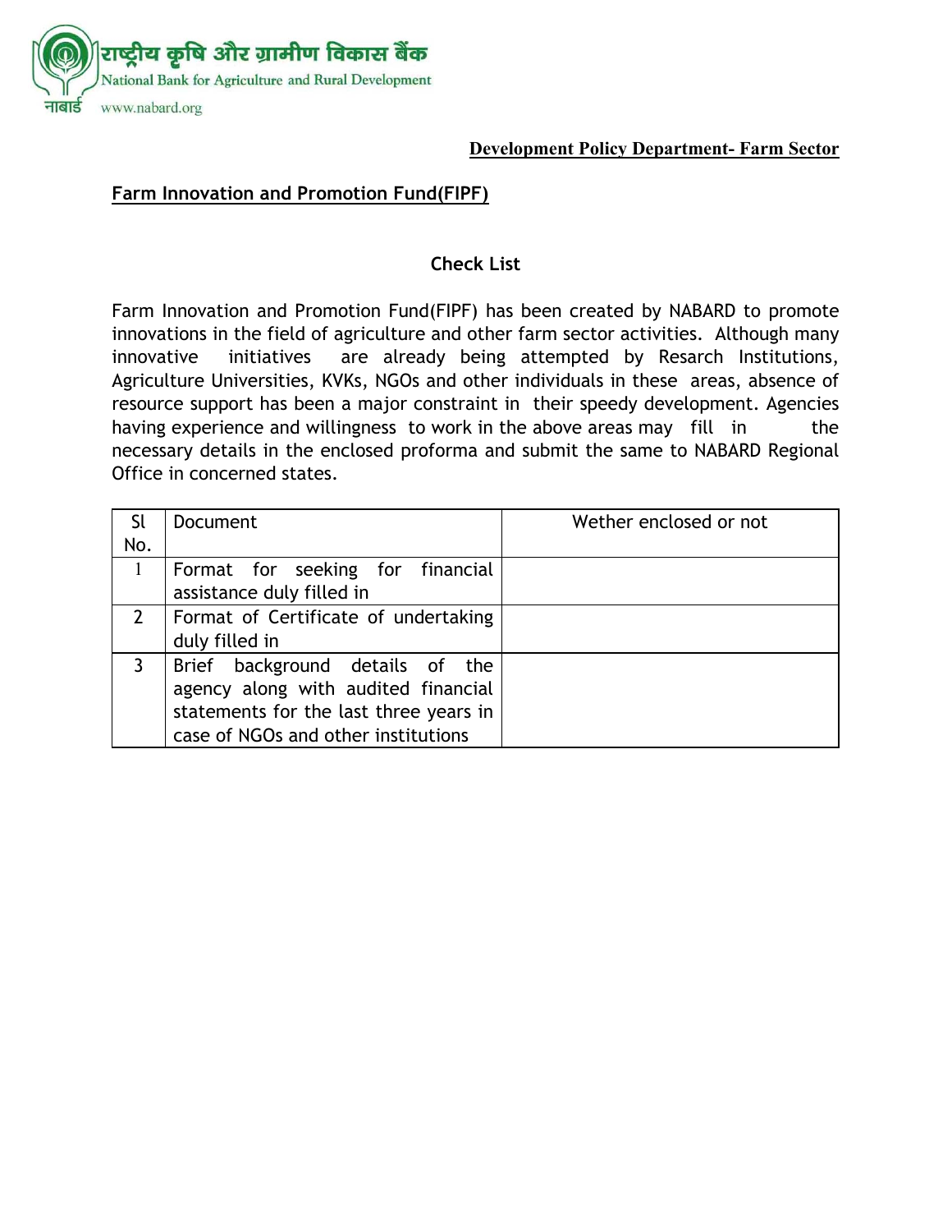राष्ट्रीय कृषि और ग्रामीण विकास बैंक
National Bank for Agriculture and Rural Development
नाबार्ड www.nabard.org

**Development Policy Department- Farm Sector**

**Farm Innovation and Promotion Fund(FIPF)**

## Check List

Farm Innovation and Promotion Fund(FIPF) has been created by NABARD to promote innovations in the field of agriculture and other farm sector activities. Although many innovative initiatives are already being attempted by Resarch Institutions, Agriculture Universities, KVKs, NGOs and other individuals in these areas, absence of resource support has been a major constraint in their speedy development. Agencies having experience and willingness to work in the above areas may fill in the necessary details in the enclosed proforma and submit the same to NABARD Regional Office in concerned states.

| Sl No. | Document | Wether enclosed or not |
|---|---|---|
| 1 | Format for seeking for financial assistance duly filled in | |
| 2 | Format of Certificate of undertaking duly filled in | |
| 3 | Brief background details of the agency along with audited financial statements for the last three years in case of NGOs and other institutions | |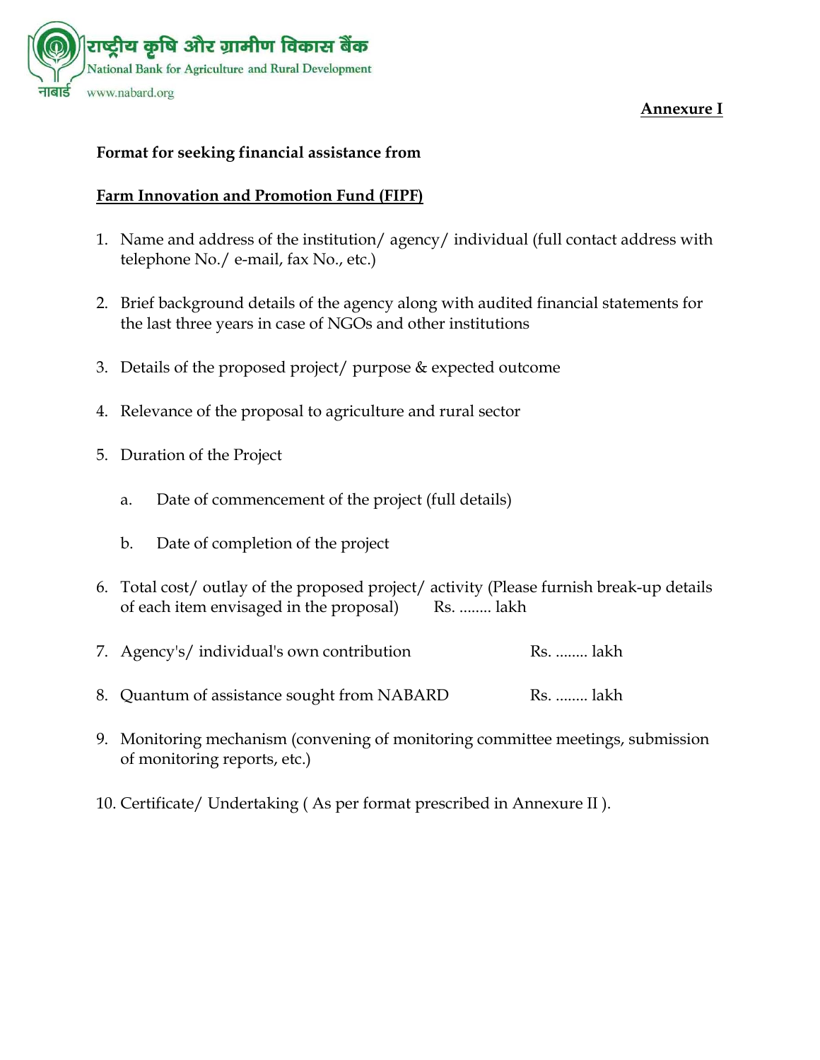राष्ट्रीय कृषि और ग्रामीण विकास बैंक
National Bank for Agriculture and Rural Development
नाबार्ड www.nabard.org

**Annexure I**

**Format for seeking financial assistance from**

**Farm Innovation and Promotion Fund (FIPF)**

1. Name and address of the institution/ agency/ individual (full contact address with telephone No./ e-mail, fax No., etc.)

2. Brief background details of the agency along with audited financial statements for the last three years in case of NGOs and other institutions

3. Details of the proposed project/ purpose & expected outcome

4. Relevance of the proposal to agriculture and rural sector

5. Duration of the Project

   a. Date of commencement of the project (full details)

   b. Date of completion of the project

6. Total cost/ outlay of the proposed project/ activity (Please furnish break-up details of each item envisaged in the proposal) Rs. ........ lakh

7. Agency's/ individual's own contribution Rs. ........ lakh

8. Quantum of assistance sought from NABARD Rs. ........ lakh

9. Monitoring mechanism (convening of monitoring committee meetings, submission of monitoring reports, etc.)

10. Certificate/ Undertaking ( As per format prescribed in Annexure II ).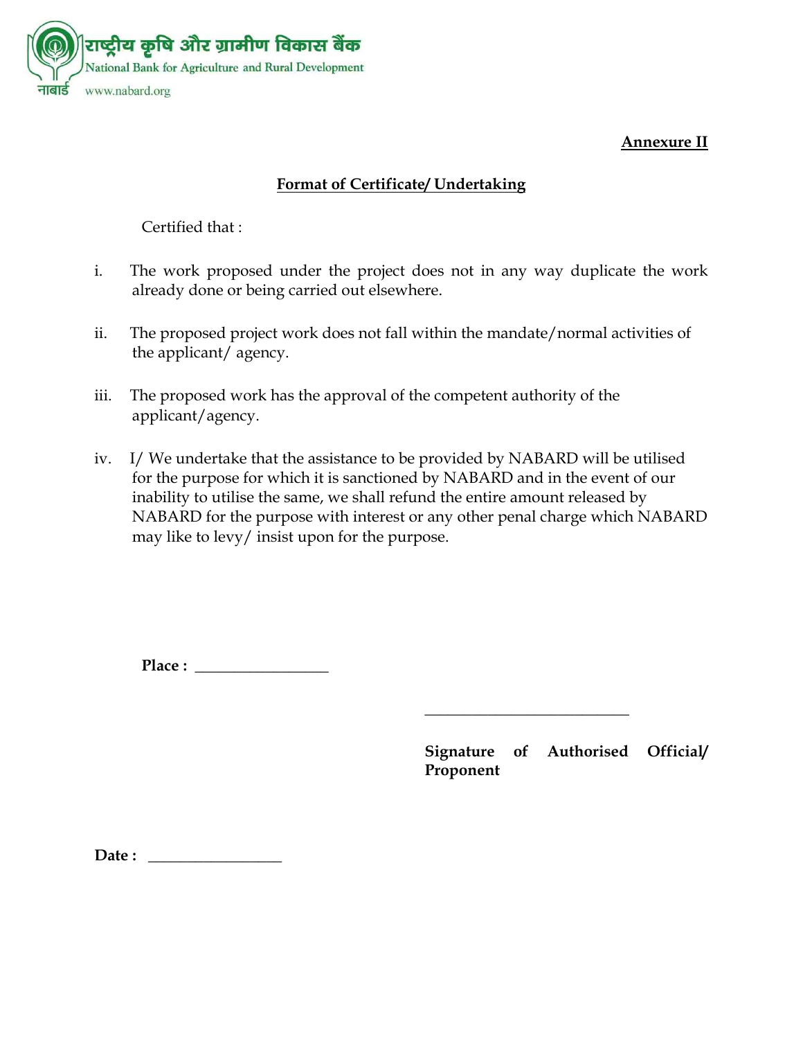राष्ट्रीय कृषि और ग्रामीण विकास बैंक
National Bank for Agriculture and Rural Development
नाबार्ड www.nabard.org

**Annexure II**

## Format of Certificate/ Undertaking

Certified that :

i. The work proposed under the project does not in any way duplicate the work already done or being carried out elsewhere.

ii. The proposed project work does not fall within the mandate/normal activities of the applicant/ agency.

iii. The proposed work has the approval of the competent authority of the applicant/agency.

iv. I/ We undertake that the assistance to be provided by NABARD will be utilised for the purpose for which it is sanctioned by NABARD and in the event of our inability to utilise the same, we shall refund the entire amount released by NABARD for the purpose with interest or any other penal charge which NABARD may like to levy/ insist upon for the purpose.

**Place :** ________________

__________________________

**Signature of Authorised Official/ Proponent**

**Date :** ________________